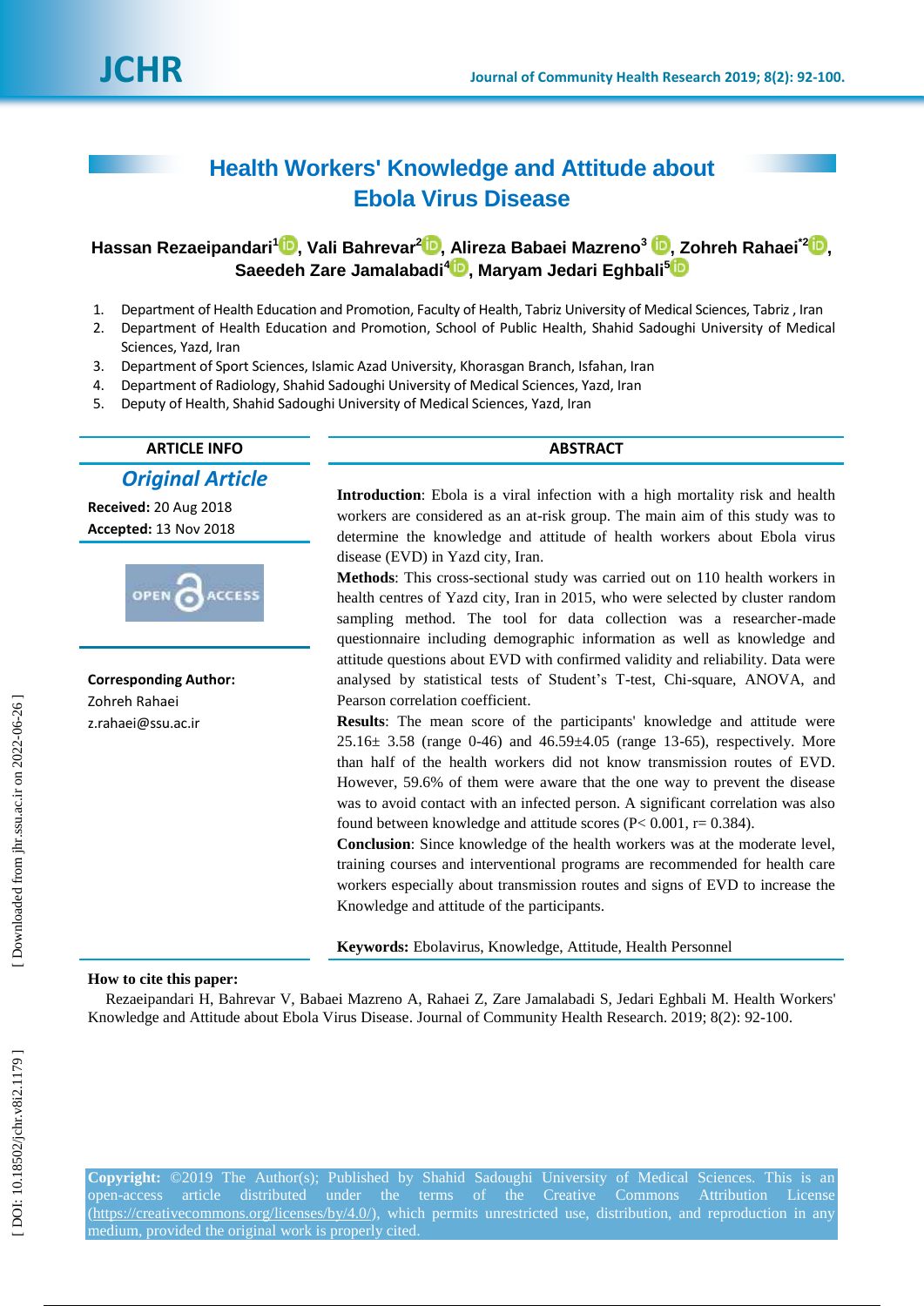# Health Workers' Knowledge and Attitude about Ebola Virus Disease

**Hassan Rezaeipandari[1], Vali Bahrevar[2], Alireza Babaei Mazreno[3], Zohreh Rahaei[*2], Saeedeh Zare Jamalabadi[4], Maryam Jedari Eghbali[5]**

1. Department of Health Education and Promotion, Faculty of Health, Tabriz University of Medical Sciences, Tabriz , Iran
2. Department of Health Education and Promotion, School of Public Health, Shahid Sadoughi University of Medical Sciences, Yazd, Iran
3. Department of Sport Sciences, Islamic Azad University, Khorasgan Branch, Isfahan, Iran
4. Department of Radiology, Shahid Sadoughi University of Medical Sciences, Yazd, Iran
5. Deputy of Health, Shahid Sadoughi University of Medical Sciences, Yazd, Iran

**ARTICLE INFO**

***Original Article***

**Received:** 20 Aug 2018
**Accepted:** 13 Nov 2018

OPEN ACCESS

**Corresponding Author:**
Zohreh Rahaei
z.rahaei@ssu.ac.ir

**ABSTRACT**

**Introduction**: Ebola is a viral infection with a high mortality risk and health workers are considered as an at-risk group. The main aim of this study was to determine the knowledge and attitude of health workers about Ebola virus disease (EVD) in Yazd city, Iran.

**Methods**: This cross-sectional study was carried out on 110 health workers in health centres of Yazd city, Iran in 2015, who were selected by cluster random sampling method. The tool for data collection was a researcher-made questionnaire including demographic information as well as knowledge and attitude questions about EVD with confirmed validity and reliability. Data were analysed by statistical tests of Student's T-test, Chi-square, ANOVA, and Pearson correlation coefficient.

**Results**: The mean score of the participants' knowledge and attitude were 25.16± 3.58 (range 0-46) and 46.59±4.05 (range 13-65), respectively. More than half of the health workers did not know transmission routes of EVD. However, 59.6% of them were aware that the one way to prevent the disease was to avoid contact with an infected person. A significant correlation was also found between knowledge and attitude scores ($P < 0.001$, $r = 0.384$).

**Conclusion**: Since knowledge of the health workers was at the moderate level, training courses and interventional programs are recommended for health care workers especially about transmission routes and signs of EVD to increase the Knowledge and attitude of the participants.

**Keywords:** Ebolavirus, Knowledge, Attitude, Health Personnel

**How to cite this paper:**

Rezaeipandari H, Bahrevar V, Babaei Mazreno A, Rahaei Z, Zare Jamalabadi S, Jedari Eghbali M. Health Workers' Knowledge and Attitude about Ebola Virus Disease. Journal of Community Health Research. 2019; 8(2): 92-100.

**Copyright:** ©2019 The Author(s); Published by Shahid Sadoughi University of Medical Sciences. This is an open-access article distributed under the terms of the Creative Commons Attribution License (https://creativecommons.org/licenses/by/4.0/), which permits unrestricted use, distribution, and reproduction in any medium, provided the original work is properly cited.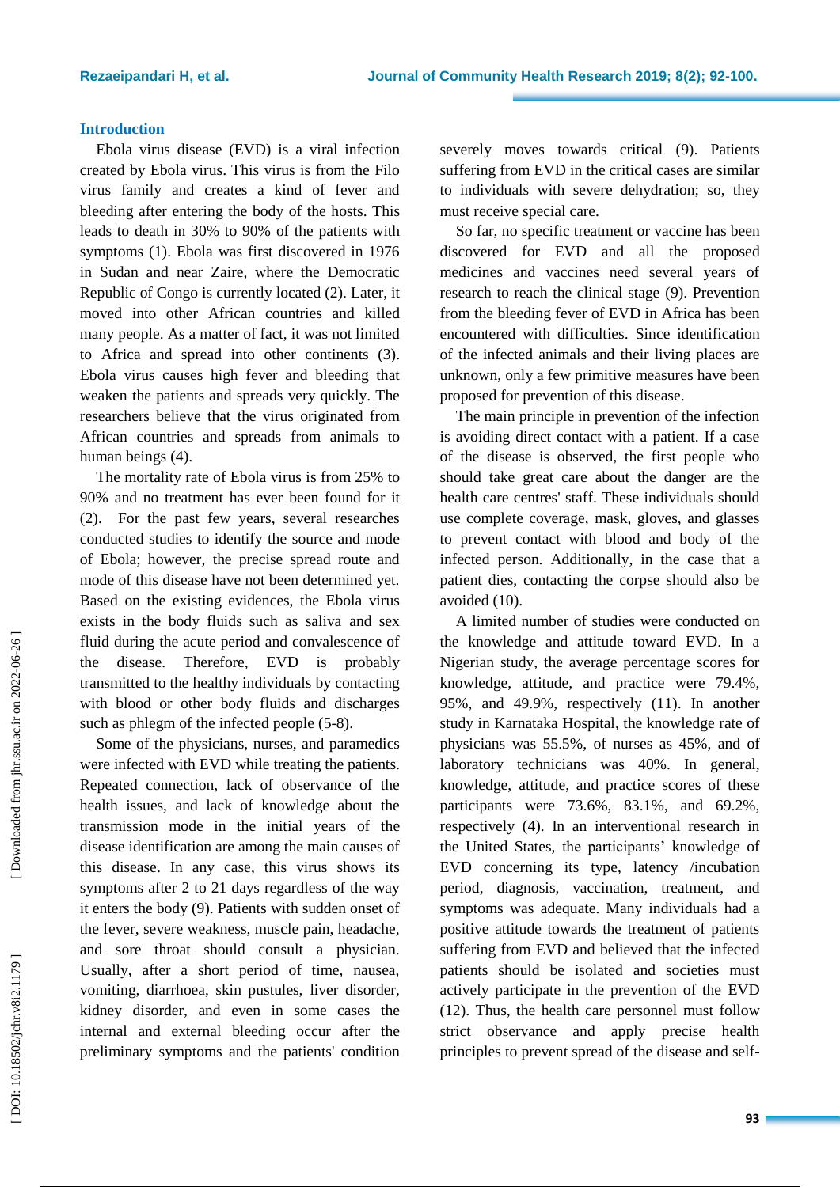## Introduction

Ebola virus disease (EVD) is a viral infection created by Ebola virus. This virus is from the Filo virus family and creates a kind of fever and bleeding after entering the body of the hosts. This leads to death in 30% to 90% of the patients with symptoms (1). Ebola was first discovered in 1976 in Sudan and near Zaire, where the Democratic Republic of Congo is currently located (2). Later, it moved into other African countries and killed many people. As a matter of fact, it was not limited to Africa and spread into other continents (3). Ebola virus causes high fever and bleeding that weaken the patients and spreads very quickly. The researchers believe that the virus originated from African countries and spreads from animals to human beings (4).

The mortality rate of Ebola virus is from 25% to 90% and no treatment has ever been found for it (2). For the past few years, several researches conducted studies to identify the source and mode of Ebola; however, the precise spread route and mode of this disease have not been determined yet. Based on the existing evidences, the Ebola virus exists in the body fluids such as saliva and sex fluid during the acute period and convalescence of the disease. Therefore, EVD is probably transmitted to the healthy individuals by contacting with blood or other body fluids and discharges such as phlegm of the infected people (5-8).

Some of the physicians, nurses, and paramedics were infected with EVD while treating the patients. Repeated connection, lack of observance of the health issues, and lack of knowledge about the transmission mode in the initial years of the disease identification are among the main causes of this disease. In any case, this virus shows its symptoms after 2 to 21 days regardless of the way it enters the body (9). Patients with sudden onset of the fever, severe weakness, muscle pain, headache, and sore throat should consult a physician. Usually, after a short period of time, nausea, vomiting, diarrhoea, skin pustules, liver disorder, kidney disorder, and even in some cases the internal and external bleeding occur after the preliminary symptoms and the patients' condition severely moves towards critical (9). Patients suffering from EVD in the critical cases are similar to individuals with severe dehydration; so, they must receive special care.

So far, no specific treatment or vaccine has been discovered for EVD and all the proposed medicines and vaccines need several years of research to reach the clinical stage (9). Prevention from the bleeding fever of EVD in Africa has been encountered with difficulties. Since identification of the infected animals and their living places are unknown, only a few primitive measures have been proposed for prevention of this disease.

The main principle in prevention of the infection is avoiding direct contact with a patient. If a case of the disease is observed, the first people who should take great care about the danger are the health care centres' staff. These individuals should use complete coverage, mask, gloves, and glasses to prevent contact with blood and body of the infected person. Additionally, in the case that a patient dies, contacting the corpse should also be avoided (10).

A limited number of studies were conducted on the knowledge and attitude toward EVD. In a Nigerian study, the average percentage scores for knowledge, attitude, and practice were 79.4%, 95%, and 49.9%, respectively (11). In another study in Karnataka Hospital, the knowledge rate of physicians was 55.5%, of nurses as 45%, and of laboratory technicians was 40%. In general, knowledge, attitude, and practice scores of these participants were 73.6%, 83.1%, and 69.2%, respectively (4). In an interventional research in the United States, the participants' knowledge of EVD concerning its type, latency /incubation period, diagnosis, vaccination, treatment, and symptoms was adequate. Many individuals had a positive attitude towards the treatment of patients suffering from EVD and believed that the infected patients should be isolated and societies must actively participate in the prevention of the EVD (12). Thus, the health care personnel must follow strict observance and apply precise health principles to prevent spread of the disease and self-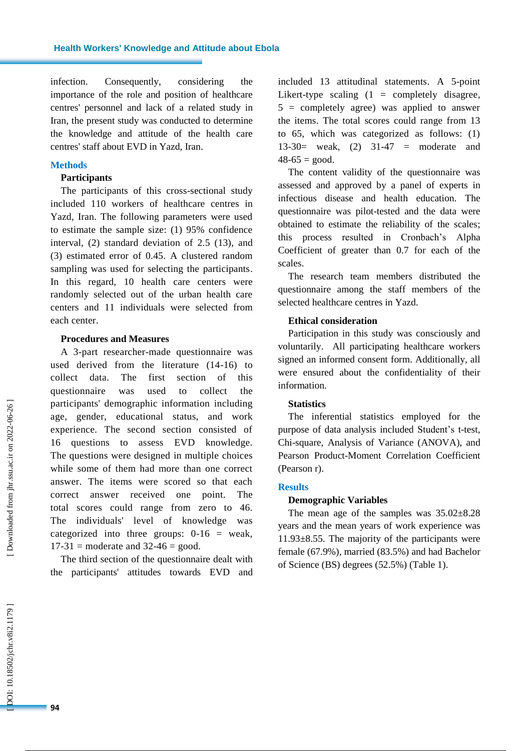infection. Consequently, considering the importance of the role and position of healthcare centres' personnel and lack of a related study in Iran, the present study was conducted to determine the knowledge and attitude of the health care centres' staff about EVD in Yazd, Iran.

## Methods

### Participants

The participants of this cross-sectional study included 110 workers of healthcare centres in Yazd, Iran. The following parameters were used to estimate the sample size: (1) 95% confidence interval, (2) standard deviation of 2.5 (13), and (3) estimated error of 0.45. A clustered random sampling was used for selecting the participants. In this regard, 10 health care centers were randomly selected out of the urban health care centers and 11 individuals were selected from each center.

### Procedures and Measures

A 3-part researcher-made questionnaire was used derived from the literature (14-16) to collect data. The first section of this questionnaire was used to collect the participants' demographic information including age, gender, educational status, and work experience. The second section consisted of 16 questions to assess EVD knowledge. The questions were designed in multiple choices while some of them had more than one correct answer. The items were scored so that each correct answer received one point. The total scores could range from zero to 46. The individuals' level of knowledge was categorized into three groups: 0-16 = weak, 17-31 = moderate and 32-46 = good.

The third section of the questionnaire dealt with the participants' attitudes towards EVD and included 13 attitudinal statements. A 5-point Likert-type scaling (1 = completely disagree, 5 = completely agree) was applied to answer the items. The total scores could range from 13 to 65, which was categorized as follows: (1) 13-30= weak, (2) 31-47 = moderate and 48-65 = good.

The content validity of the questionnaire was assessed and approved by a panel of experts in infectious disease and health education. The questionnaire was pilot-tested and the data were obtained to estimate the reliability of the scales; this process resulted in Cronbach's Alpha Coefficient of greater than 0.7 for each of the scales.

The research team members distributed the questionnaire among the staff members of the selected healthcare centres in Yazd.

### Ethical consideration

Participation in this study was consciously and voluntarily. All participating healthcare workers signed an informed consent form. Additionally, all were ensured about the confidentiality of their information.

### Statistics

The inferential statistics employed for the purpose of data analysis included Student's t-test, Chi-square, Analysis of Variance (ANOVA), and Pearson Product-Moment Correlation Coefficient (Pearson r).

## Results

### Demographic Variables

The mean age of the samples was 35.02±8.28 years and the mean years of work experience was 11.93±8.55. The majority of the participants were female (67.9%), married (83.5%) and had Bachelor of Science (BS) degrees (52.5%) (Table 1).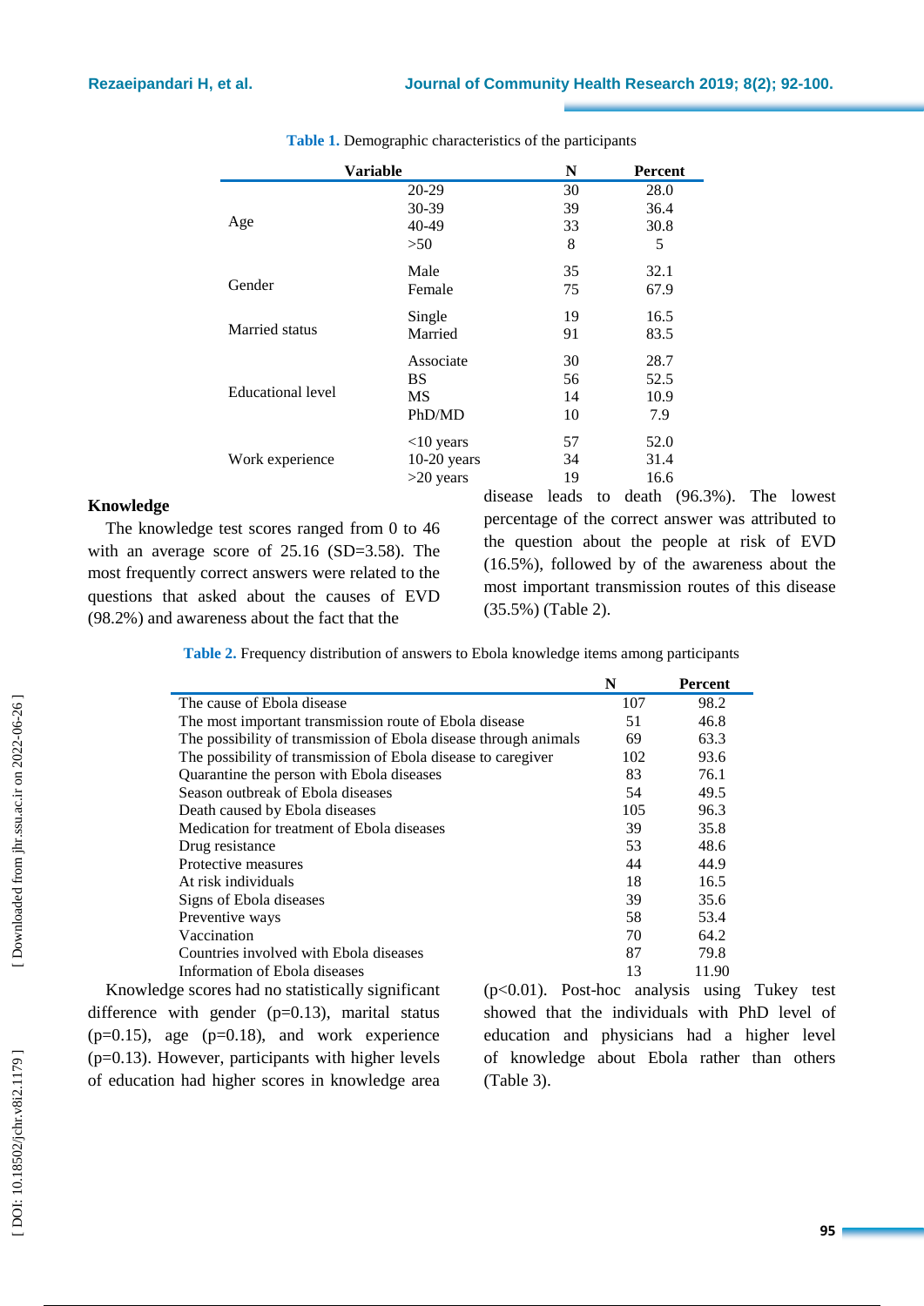**Table 1.** Demographic characteristics of the participants

| Variable | | N | Percent |
|---|---|---|---|
| Age | 20-29 | 30 | 28.0 |
| | 30-39 | 39 | 36.4 |
| | 40-49 | 33 | 30.8 |
| | >50 | 8 | 5 |
| Gender | Male | 35 | 32.1 |
| | Female | 75 | 67.9 |
| Married status | Single | 19 | 16.5 |
| | Married | 91 | 83.5 |
| Educational level | Associate | 30 | 28.7 |
| | BS | 56 | 52.5 |
| | MS | 14 | 10.9 |
| | PhD/MD | 10 | 7.9 |
| Work experience | <10 years | 57 | 52.0 |
| | 10-20 years | 34 | 31.4 |
| | >20 years | 19 | 16.6 |

## Knowledge

The knowledge test scores ranged from 0 to 46 with an average score of 25.16 (SD=3.58). The most frequently correct answers were related to the questions that asked about the causes of EVD (98.2%) and awareness about the fact that the disease leads to death (96.3%). The lowest percentage of the correct answer was attributed to the question about the people at risk of EVD (16.5%), followed by of the awareness about the most important transmission routes of this disease (35.5%) (Table 2).

**Table 2.** Frequency distribution of answers to Ebola knowledge items among participants

| | N | Percent |
|---|---|---|
| The cause of Ebola disease | 107 | 98.2 |
| The most important transmission route of Ebola disease | 51 | 46.8 |
| The possibility of transmission of Ebola disease through animals | 69 | 63.3 |
| The possibility of transmission of Ebola disease to caregiver | 102 | 93.6 |
| Quarantine the person with Ebola diseases | 83 | 76.1 |
| Season outbreak of Ebola diseases | 54 | 49.5 |
| Death caused by Ebola diseases | 105 | 96.3 |
| Medication for treatment of Ebola diseases | 39 | 35.8 |
| Drug resistance | 53 | 48.6 |
| Protective measures | 44 | 44.9 |
| At risk individuals | 18 | 16.5 |
| Signs of Ebola diseases | 39 | 35.6 |
| Preventive ways | 58 | 53.4 |
| Vaccination | 70 | 64.2 |
| Countries involved with Ebola diseases | 87 | 79.8 |
| Information of Ebola diseases | 13 | 11.90 |

Knowledge scores had no statistically significant difference with gender (p=0.13), marital status (p=0.15), age (p=0.18), and work experience (p=0.13). However, participants with higher levels of education had higher scores in knowledge area (p<0.01). Post-hoc analysis using Tukey test showed that the individuals with PhD level of education and physicians had a higher level of knowledge about Ebola rather than others (Table 3).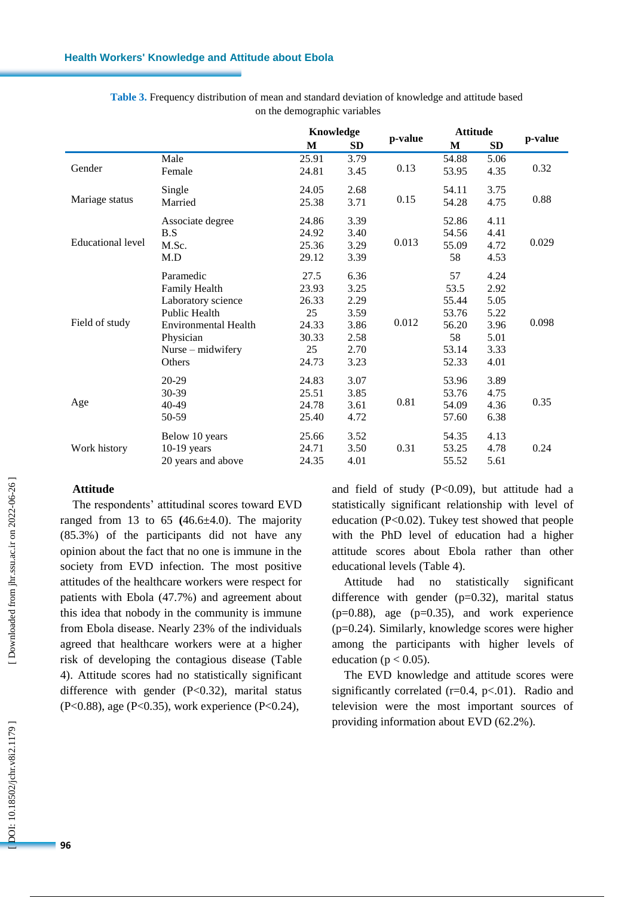**Table 3.** Frequency distribution of mean and standard deviation of knowledge and attitude based on the demographic variables

| | | Knowledge | | p-value | Attitude | | p-value |
|---|---|---|---|---|---|---|---|
| | | M | SD | | M | SD | |
| Gender | Male | 25.91 | 3.79 | 0.13 | 54.88 | 5.06 | 0.32 |
| | Female | 24.81 | 3.45 | | 53.95 | 4.35 | |
| Mariage status | Single | 24.05 | 2.68 | 0.15 | 54.11 | 3.75 | 0.88 |
| | Married | 25.38 | 3.71 | | 54.28 | 4.75 | |
| Educational level | Associate degree | 24.86 | 3.39 | 0.013 | 52.86 | 4.11 | 0.029 |
| | B.S | 24.92 | 3.40 | | 54.56 | 4.41 | |
| | M.Sc. | 25.36 | 3.29 | | 55.09 | 4.72 | |
| | M.D | 29.12 | 3.39 | | 58 | 4.53 | |
| Field of study | Paramedic | 27.5 | 6.36 | 0.012 | 57 | 4.24 | 0.098 |
| | Family Health | 23.93 | 3.25 | | 53.5 | 2.92 | |
| | Laboratory science | 26.33 | 2.29 | | 55.44 | 5.05 | |
| | Public Health | 25 | 3.59 | | 53.76 | 5.22 | |
| | Environmental Health | 24.33 | 3.86 | | 56.20 | 3.96 | |
| | Physician | 30.33 | 2.58 | | 58 | 5.01 | |
| | Nurse – midwifery | 25 | 2.70 | | 53.14 | 3.33 | |
| | Others | 24.73 | 3.23 | | 52.33 | 4.01 | |
| Age | 20-29 | 24.83 | 3.07 | 0.81 | 53.96 | 3.89 | 0.35 |
| | 30-39 | 25.51 | 3.85 | | 53.76 | 4.75 | |
| | 40-49 | 24.78 | 3.61 | | 54.09 | 4.36 | |
| | 50-59 | 25.40 | 4.72 | | 57.60 | 6.38 | |
| Work history | Below 10 years | 25.66 | 3.52 | 0.31 | 54.35 | 4.13 | 0.24 |
| | 10-19 years | 24.71 | 3.50 | | 53.25 | 4.78 | |
| | 20 years and above | 24.35 | 4.01 | | 55.52 | 5.61 | |

**Attitude**

The respondents' attitudinal scores toward EVD ranged from 13 to 65 **(**46.6±4.0). The majority (85.3%) of the participants did not have any opinion about the fact that no one is immune in the society from EVD infection. The most positive attitudes of the healthcare workers were respect for patients with Ebola (47.7%) and agreement about this idea that nobody in the community is immune from Ebola disease. Nearly 23% of the individuals agreed that healthcare workers were at a higher risk of developing the contagious disease (Table 4). Attitude scores had no statistically significant difference with gender ($P<0.32$), marital status ($P<0.88$), age ($P<0.35$), work experience ($P<0.24$), and field of study ($P<0.09$), but attitude had a statistically significant relationship with level of education ($P<0.02$). Tukey test showed that people with the PhD level of education had a higher attitude scores about Ebola rather than other educational levels (Table 4).

Attitude had no statistically significant difference with gender ($p=0.32$), marital status ($p=0.88$), age ($p=0.35$), and work experience ($p=0.24$). Similarly, knowledge scores were higher among the participants with higher levels of education ($p < 0.05$).

The EVD knowledge and attitude scores were significantly correlated ($r=0.4$, $p<.01$). Radio and television were the most important sources of providing information about EVD (62.2%).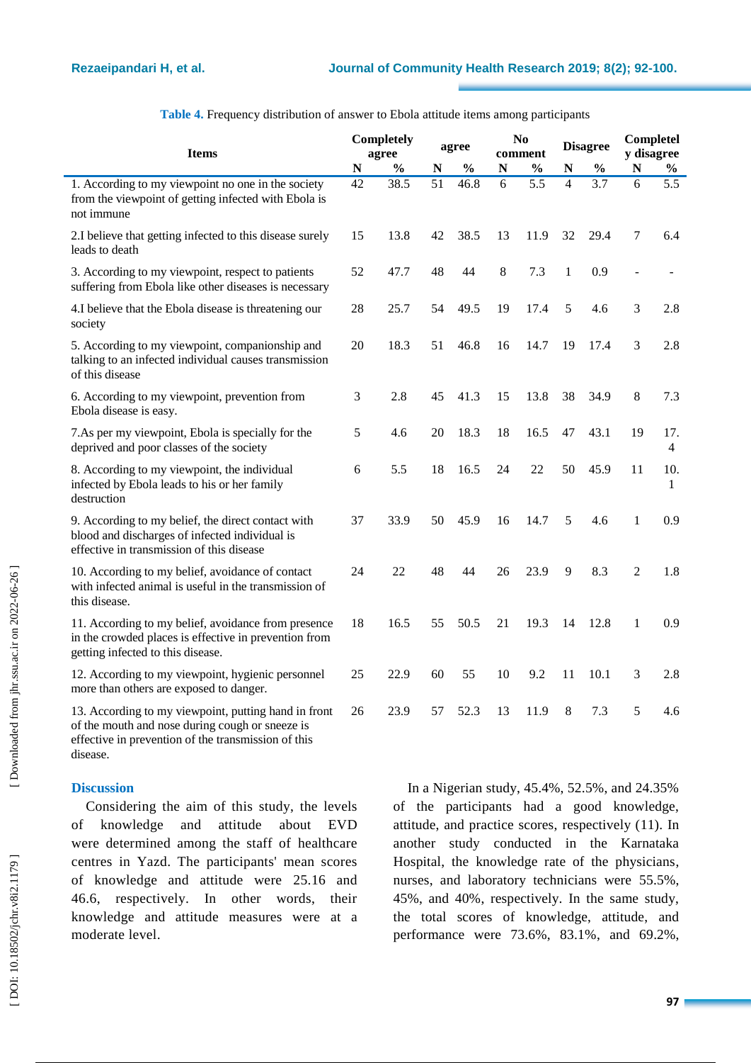**Table 4.** Frequency distribution of answer to Ebola attitude items among participants

| Items | Completely agree | | agree | | No comment | | Disagree | | Completely disagree | |
|---|---|---|---|---|---|---|---|---|---|---|
| | N | % | N | % | N | % | N | % | N | % |
| 1. According to my viewpoint no one in the society from the viewpoint of getting infected with Ebola is not immune | 42 | 38.5 | 51 | 46.8 | 6 | 5.5 | 4 | 3.7 | 6 | 5.5 |
| 2.I believe that getting infected to this disease surely leads to death | 15 | 13.8 | 42 | 38.5 | 13 | 11.9 | 32 | 29.4 | 7 | 6.4 |
| 3. According to my viewpoint, respect to patients suffering from Ebola like other diseases is necessary | 52 | 47.7 | 48 | 44 | 8 | 7.3 | 1 | 0.9 | - | - |
| 4.I believe that the Ebola disease is threatening our society | 28 | 25.7 | 54 | 49.5 | 19 | 17.4 | 5 | 4.6 | 3 | 2.8 |
| 5. According to my viewpoint, companionship and talking to an infected individual causes transmission of this disease | 20 | 18.3 | 51 | 46.8 | 16 | 14.7 | 19 | 17.4 | 3 | 2.8 |
| 6. According to my viewpoint, prevention from Ebola disease is easy. | 3 | 2.8 | 45 | 41.3 | 15 | 13.8 | 38 | 34.9 | 8 | 7.3 |
| 7.As per my viewpoint, Ebola is specially for the deprived and poor classes of the society | 5 | 4.6 | 20 | 18.3 | 18 | 16.5 | 47 | 43.1 | 19 | 17.4 |
| 8. According to my viewpoint, the individual infected by Ebola leads to his or her family destruction | 6 | 5.5 | 18 | 16.5 | 24 | 22 | 50 | 45.9 | 11 | 10.1 |
| 9. According to my belief, the direct contact with blood and discharges of infected individual is effective in transmission of this disease | 37 | 33.9 | 50 | 45.9 | 16 | 14.7 | 5 | 4.6 | 1 | 0.9 |
| 10. According to my belief, avoidance of contact with infected animal is useful in the transmission of this disease. | 24 | 22 | 48 | 44 | 26 | 23.9 | 9 | 8.3 | 2 | 1.8 |
| 11. According to my belief, avoidance from presence in the crowded places is effective in prevention from getting infected to this disease. | 18 | 16.5 | 55 | 50.5 | 21 | 19.3 | 14 | 12.8 | 1 | 0.9 |
| 12. According to my viewpoint, hygienic personnel more than others are exposed to danger. | 25 | 22.9 | 60 | 55 | 10 | 9.2 | 11 | 10.1 | 3 | 2.8 |
| 13. According to my viewpoint, putting hand in front of the mouth and nose during cough or sneeze is effective in prevention of the transmission of this disease. | 26 | 23.9 | 57 | 52.3 | 13 | 11.9 | 8 | 7.3 | 5 | 4.6 |

## Discussion

Considering the aim of this study, the levels of knowledge and attitude about EVD were determined among the staff of healthcare centres in Yazd. The participants' mean scores of knowledge and attitude were 25.16 and 46.6, respectively. In other words, their knowledge and attitude measures were at a moderate level.

In a Nigerian study, 45.4%, 52.5%, and 24.35% of the participants had a good knowledge, attitude, and practice scores, respectively (11). In another study conducted in the Karnataka Hospital, the knowledge rate of the physicians, nurses, and laboratory technicians were 55.5%, 45%, and 40%, respectively. In the same study, the total scores of knowledge, attitude, and performance were 73.6%, 83.1%, and 69.2%,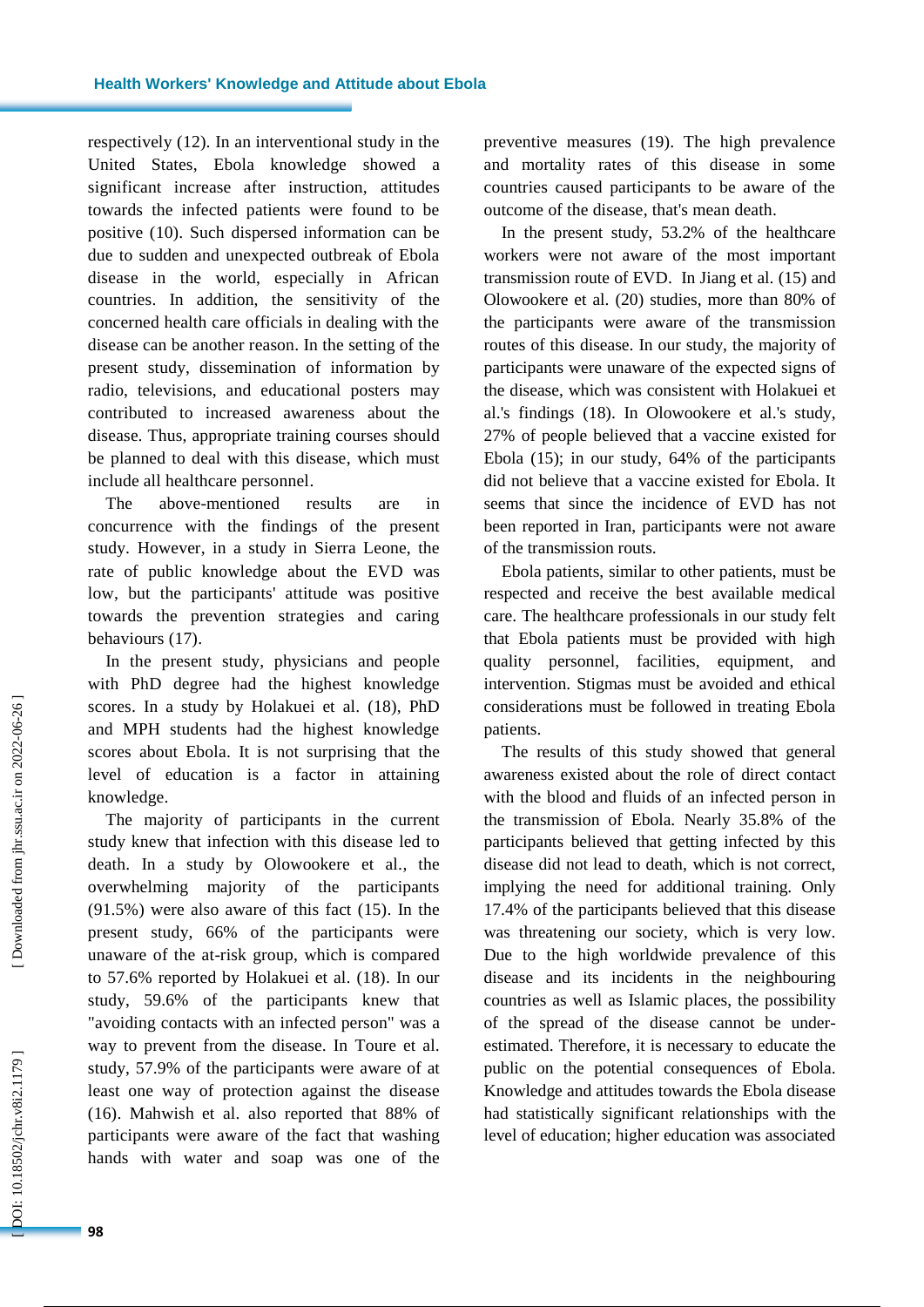respectively (12). In an interventional study in the United States, Ebola knowledge showed a significant increase after instruction, attitudes towards the infected patients were found to be positive (10). Such dispersed information can be due to sudden and unexpected outbreak of Ebola disease in the world, especially in African countries. In addition, the sensitivity of the concerned health care officials in dealing with the disease can be another reason. In the setting of the present study, dissemination of information by radio, televisions, and educational posters may contributed to increased awareness about the disease. Thus, appropriate training courses should be planned to deal with this disease, which must include all healthcare personnel.

The above-mentioned results are in concurrence with the findings of the present study. However, in a study in Sierra Leone, the rate of public knowledge about the EVD was low, but the participants' attitude was positive towards the prevention strategies and caring behaviours (17).

In the present study, physicians and people with PhD degree had the highest knowledge scores. In a study by Holakuei et al. (18), PhD and MPH students had the highest knowledge scores about Ebola. It is not surprising that the level of education is a factor in attaining knowledge.

The majority of participants in the current study knew that infection with this disease led to death. In a study by Olowookere et al., the overwhelming majority of the participants (91.5%) were also aware of this fact (15). In the present study, 66% of the participants were unaware of the at-risk group, which is compared to 57.6% reported by Holakuei et al. (18). In our study, 59.6% of the participants knew that "avoiding contacts with an infected person" was a way to prevent from the disease. In Toure et al. study, 57.9% of the participants were aware of at least one way of protection against the disease (16). Mahwish et al. also reported that 88% of participants were aware of the fact that washing hands with water and soap was one of the preventive measures (19). The high prevalence and mortality rates of this disease in some countries caused participants to be aware of the outcome of the disease, that's mean death.

In the present study, 53.2% of the healthcare workers were not aware of the most important transmission route of EVD. In Jiang et al. (15) and Olowookere et al. (20) studies, more than 80% of the participants were aware of the transmission routes of this disease. In our study, the majority of participants were unaware of the expected signs of the disease, which was consistent with Holakuei et al.'s findings (18). In Olowookere et al.'s study, 27% of people believed that a vaccine existed for Ebola (15); in our study, 64% of the participants did not believe that a vaccine existed for Ebola. It seems that since the incidence of EVD has not been reported in Iran, participants were not aware of the transmission routs.

Ebola patients, similar to other patients, must be respected and receive the best available medical care. The healthcare professionals in our study felt that Ebola patients must be provided with high quality personnel, facilities, equipment, and intervention. Stigmas must be avoided and ethical considerations must be followed in treating Ebola patients.

The results of this study showed that general awareness existed about the role of direct contact with the blood and fluids of an infected person in the transmission of Ebola. Nearly 35.8% of the participants believed that getting infected by this disease did not lead to death, which is not correct, implying the need for additional training. Only 17.4% of the participants believed that this disease was threatening our society, which is very low. Due to the high worldwide prevalence of this disease and its incidents in the neighbouring countries as well as Islamic places, the possibility of the spread of the disease cannot be under-estimated. Therefore, it is necessary to educate the public on the potential consequences of Ebola. Knowledge and attitudes towards the Ebola disease had statistically significant relationships with the level of education; higher education was associated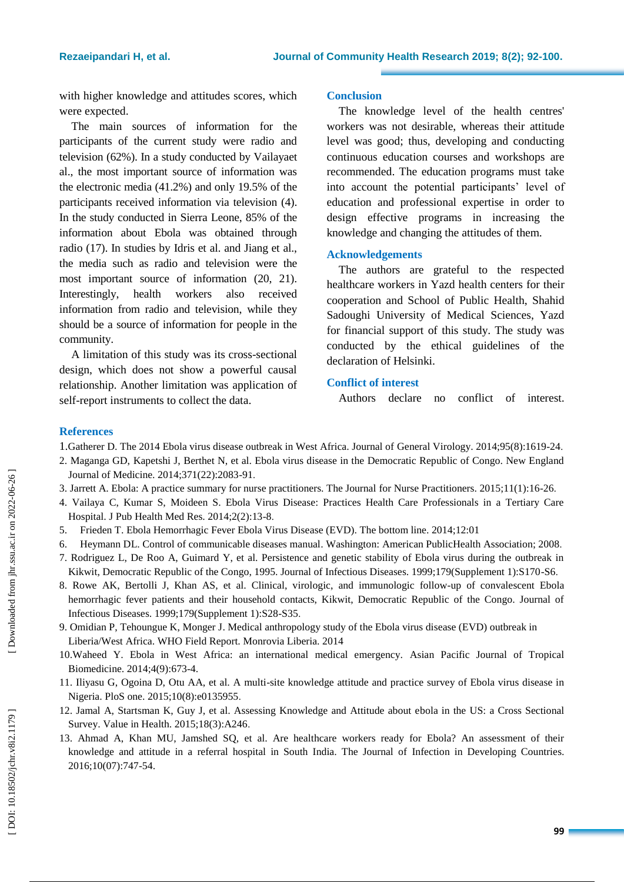with higher knowledge and attitudes scores, which were expected.

The main sources of information for the participants of the current study were radio and television (62%). In a study conducted by Vailayaet al., the most important source of information was the electronic media (41.2%) and only 19.5% of the participants received information via television (4). In the study conducted in Sierra Leone, 85% of the information about Ebola was obtained through radio (17). In studies by Idris et al. and Jiang et al., the media such as radio and television were the most important source of information (20, 21). Interestingly, health workers also received information from radio and television, while they should be a source of information for people in the community.

A limitation of this study was its cross-sectional design, which does not show a powerful causal relationship. Another limitation was application of self-report instruments to collect the data.

## Conclusion

The knowledge level of the health centres' workers was not desirable, whereas their attitude level was good; thus, developing and conducting continuous education courses and workshops are recommended. The education programs must take into account the potential participants' level of education and professional expertise in order to design effective programs in increasing the knowledge and changing the attitudes of them.

## Acknowledgements

The authors are grateful to the respected healthcare workers in Yazd health centers for their cooperation and School of Public Health, Shahid Sadoughi University of Medical Sciences, Yazd for financial support of this study. The study was conducted by the ethical guidelines of the declaration of Helsinki.

## Conflict of interest

Authors declare no conflict of interest.

## References

1. Gatherer D. The 2014 Ebola virus disease outbreak in West Africa. Journal of General Virology. 2014;95(8):1619-24.
2. Maganga GD, Kapetshi J, Berthet N, et al. Ebola virus disease in the Democratic Republic of Congo. New England Journal of Medicine. 2014;371(22):2083-91.
3. Jarrett A. Ebola: A practice summary for nurse practitioners. The Journal for Nurse Practitioners. 2015;11(1):16-26.
4. Vailaya C, Kumar S, Moideen S. Ebola Virus Disease: Practices Health Care Professionals in a Tertiary Care Hospital. J Pub Health Med Res. 2014;2(2):13-8.
5. Frieden T. Ebola Hemorrhagic Fever Ebola Virus Disease (EVD). The bottom line. 2014;12:01
6. Heymann DL. Control of communicable diseases manual. Washington: American PublicHealth Association; 2008.
7. Rodriguez L, De Roo A, Guimard Y, et al. Persistence and genetic stability of Ebola virus during the outbreak in Kikwit, Democratic Republic of the Congo, 1995. Journal of Infectious Diseases. 1999;179(Supplement 1):S170-S6.
8. Rowe AK, Bertolli J, Khan AS, et al. Clinical, virologic, and immunologic follow-up of convalescent Ebola hemorrhagic fever patients and their household contacts, Kikwit, Democratic Republic of the Congo. Journal of Infectious Diseases. 1999;179(Supplement 1):S28-S35.
9. Omidian P, Tehoungue K, Monger J. Medical anthropology study of the Ebola virus disease (EVD) outbreak in Liberia/West Africa. WHO Field Report. Monrovia Liberia. 2014
10. Waheed Y. Ebola in West Africa: an international medical emergency. Asian Pacific Journal of Tropical Biomedicine. 2014;4(9):673-4.
11. Iliyasu G, Ogoina D, Otu AA, et al. A multi-site knowledge attitude and practice survey of Ebola virus disease in Nigeria. PloS one. 2015;10(8):e0135955.
12. Jamal A, Startsman K, Guy J, et al. Assessing Knowledge and Attitude about ebola in the US: a Cross Sectional Survey. Value in Health. 2015;18(3):A246.
13. Ahmad A, Khan MU, Jamshed SQ, et al. Are healthcare workers ready for Ebola? An assessment of their knowledge and attitude in a referral hospital in South India. The Journal of Infection in Developing Countries. 2016;10(07):747-54.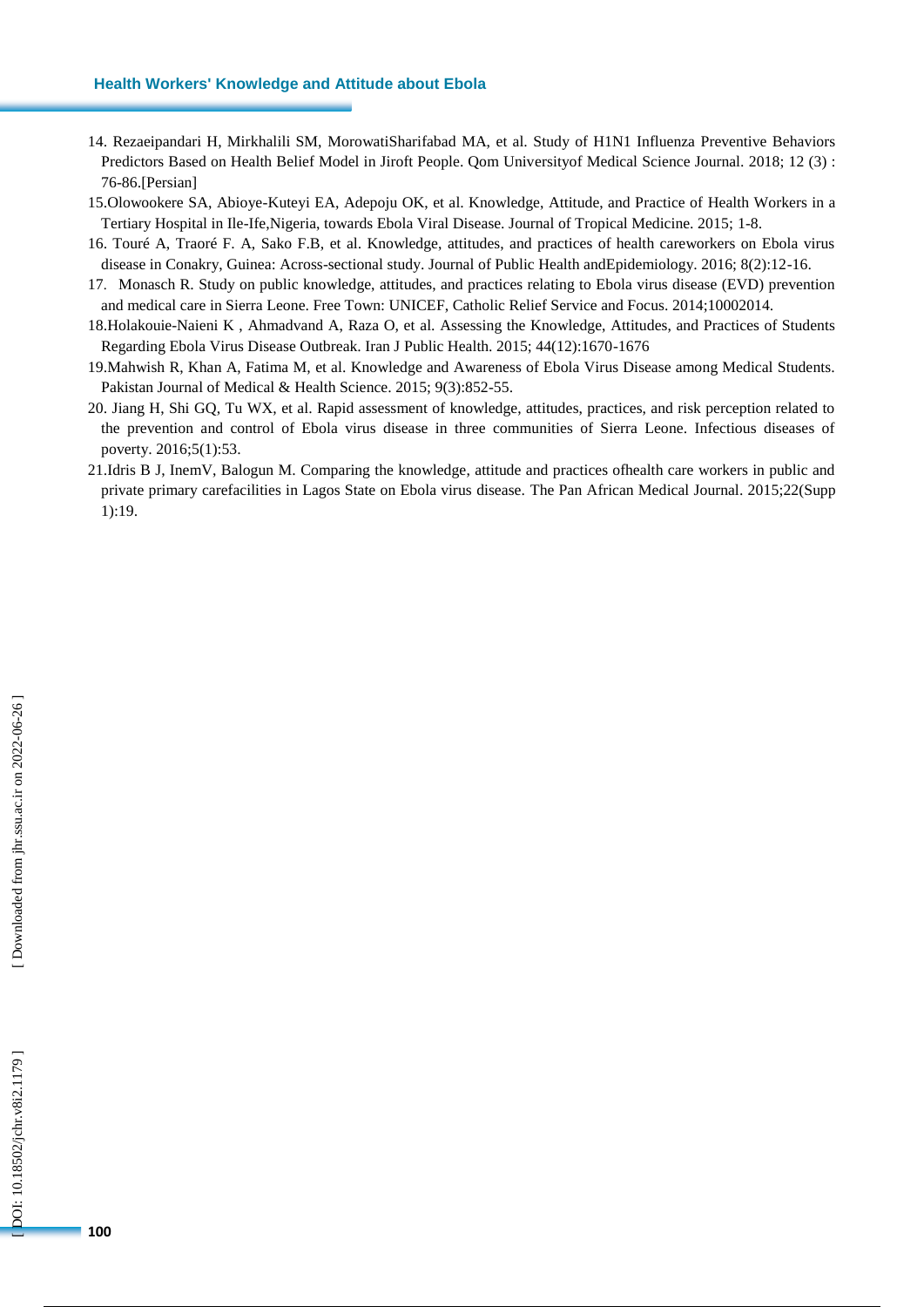14. Rezaeipandari H, Mirkhalili SM, MorowatiSharifabad MA, et al. Study of H1N1 Influenza Preventive Behaviors Predictors Based on Health Belief Model in Jiroft People. Qom Universityof Medical Science Journal. 2018; 12 (3) : 76-86.[Persian]
15.Olowookere SA, Abioye-Kuteyi EA, Adepoju OK, et al. Knowledge, Attitude, and Practice of Health Workers in a Tertiary Hospital in Ile-Ife,Nigeria, towards Ebola Viral Disease. Journal of Tropical Medicine. 2015; 1-8.
16. Touré A, Traoré F. A, Sako F.B, et al. Knowledge, attitudes, and practices of health careworkers on Ebola virus disease in Conakry, Guinea: Across-sectional study. Journal of Public Health andEpidemiology. 2016; 8(2):12-16.
17. Monasch R. Study on public knowledge, attitudes, and practices relating to Ebola virus disease (EVD) prevention and medical care in Sierra Leone. Free Town: UNICEF, Catholic Relief Service and Focus. 2014;10002014.
18.Holakouie-Naieni K , Ahmadvand A, Raza O, et al. Assessing the Knowledge, Attitudes, and Practices of Students Regarding Ebola Virus Disease Outbreak. Iran J Public Health. 2015; 44(12):1670-1676
19.Mahwish R, Khan A, Fatima M, et al. Knowledge and Awareness of Ebola Virus Disease among Medical Students. Pakistan Journal of Medical & Health Science. 2015; 9(3):852-55.
20. Jiang H, Shi GQ, Tu WX, et al. Rapid assessment of knowledge, attitudes, practices, and risk perception related to the prevention and control of Ebola virus disease in three communities of Sierra Leone. Infectious diseases of poverty. 2016;5(1):53.
21.Idris B J, InemV, Balogun M. Comparing the knowledge, attitude and practices ofhealth care workers in public and private primary carefacilities in Lagos State on Ebola virus disease. The Pan African Medical Journal. 2015;22(Supp 1):19.